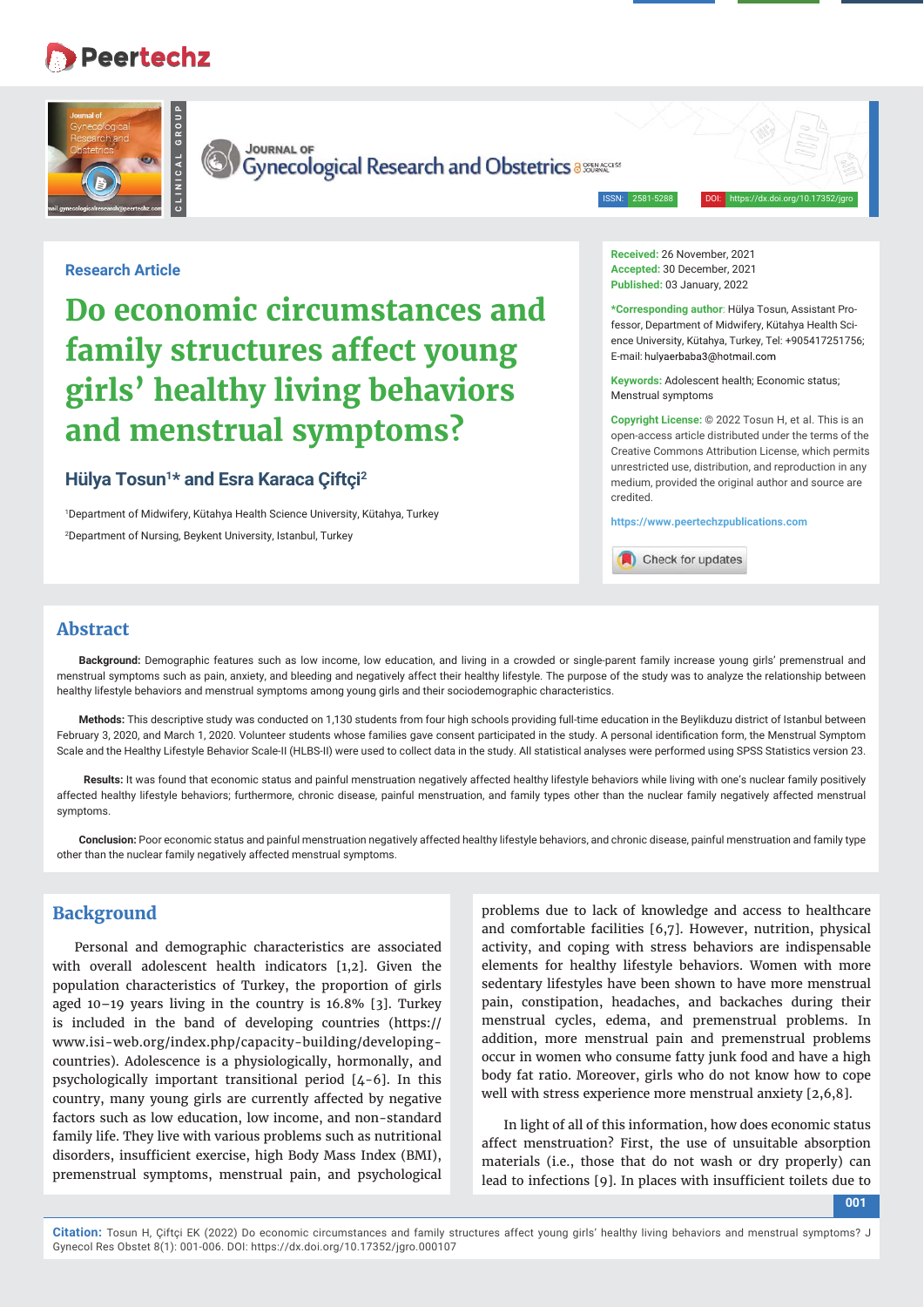Research Article

# Do economic circumstances and family structures affect young girls' healthy living behaviors and menstrual symptoms?

**Hülya Tosun[1]* and Esra Karaca Çiftçi[2]**

[1]Department of Midwifery, Kütahya Health Science University, Kütahya, Turkey

[2]Department of Nursing, Beykent University, Istanbul, Turkey

**Received:** 26 November, 2021
**Accepted:** 30 December, 2021
**Published:** 03 January, 2022

***Corresponding author**: Hülya Tosun, Assistant Professor, Department of Midwifery, Kütahya Health Science University, Kütahya, Turkey, Tel: +905417251756; E-mail: hulyaerbaba3@hotmail.com

**Keywords:** Adolescent health; Economic status; Menstrual symptoms

**Copyright License:** © 2022 Tosun H, et al. This is an open-access article distributed under the terms of the Creative Commons Attribution License, which permits unrestricted use, distribution, and reproduction in any medium, provided the original author and source are credited.

https://www.peertechzpublications.com

## Abstract

**Background:** Demographic features such as low income, low education, and living in a crowded or single-parent family increase young girls' premenstrual and menstrual symptoms such as pain, anxiety, and bleeding and negatively affect their healthy lifestyle. The purpose of the study was to analyze the relationship between healthy lifestyle behaviors and menstrual symptoms among young girls and their sociodemographic characteristics.

**Methods:** This descriptive study was conducted on 1,130 students from four high schools providing full-time education in the Beylikduzu district of Istanbul between February 3, 2020, and March 1, 2020. Volunteer students whose families gave consent participated in the study. A personal identification form, the Menstrual Symptom Scale and the Healthy Lifestyle Behavior Scale-II (HLBS-II) were used to collect data in the study. All statistical analyses were performed using SPSS Statistics version 23.

**Results:** It was found that economic status and painful menstruation negatively affected healthy lifestyle behaviors while living with one's nuclear family positively affected healthy lifestyle behaviors; furthermore, chronic disease, painful menstruation, and family types other than the nuclear family negatively affected menstrual symptoms.

**Conclusion:** Poor economic status and painful menstruation negatively affected healthy lifestyle behaviors, and chronic disease, painful menstruation and family type other than the nuclear family negatively affected menstrual symptoms.

## Background

Personal and demographic characteristics are associated with overall adolescent health indicators [1,2]. Given the population characteristics of Turkey, the proportion of girls aged 10–19 years living in the country is 16.8% [3]. Turkey is included in the band of developing countries (https://www.isi-web.org/index.php/capacity-building/developing-countries). Adolescence is a physiologically, hormonally, and psychologically important transitional period [4-6]. In this country, many young girls are currently affected by negative factors such as low education, low income, and non-standard family life. They live with various problems such as nutritional disorders, insufficient exercise, high Body Mass Index (BMI), premenstrual symptoms, menstrual pain, and psychological problems due to lack of knowledge and access to healthcare and comfortable facilities [6,7]. However, nutrition, physical activity, and coping with stress behaviors are indispensable elements for healthy lifestyle behaviors. Women with more sedentary lifestyles have been shown to have more menstrual pain, constipation, headaches, and backaches during their menstrual cycles, edema, and premenstrual problems. In addition, more menstrual pain and premenstrual problems occur in women who consume fatty junk food and have a high body fat ratio. Moreover, girls who do not know how to cope well with stress experience more menstrual anxiety [2,6,8].

In light of all of this information, how does economic status affect menstruation? First, the use of unsuitable absorption materials (i.e., those that do not wash or dry properly) can lead to infections [9]. In places with insufficient toilets due to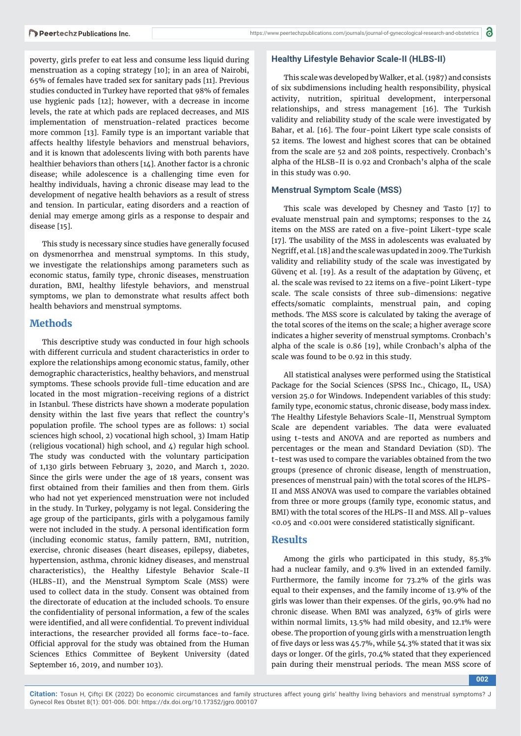poverty, girls prefer to eat less and consume less liquid during menstruation as a coping strategy [10]; in an area of Nairobi, 65% of females have traded sex for sanitary pads [11]. Previous studies conducted in Turkey have reported that 98% of females use hygienic pads [12]; however, with a decrease in income levels, the rate at which pads are replaced decreases, and MIS implementation of menstruation-related practices become more common [13]. Family type is an important variable that affects healthy lifestyle behaviors and menstrual behaviors, and it is known that adolescents living with both parents have healthier behaviors than others [14]. Another factor is a chronic disease; while adolescence is a challenging time even for healthy individuals, having a chronic disease may lead to the development of negative health behaviors as a result of stress and tension. In particular, eating disorders and a reaction of denial may emerge among girls as a response to despair and disease [15].

This study is necessary since studies have generally focused on dysmenorrhea and menstrual symptoms. In this study, we investigate the relationships among parameters such as economic status, family type, chronic diseases, menstruation duration, BMI, healthy lifestyle behaviors, and menstrual symptoms, we plan to demonstrate what results affect both health behaviors and menstrual symptoms.

## Methods

This descriptive study was conducted in four high schools with different curricula and student characteristics in order to explore the relationships among economic status, family, other demographic characteristics, healthy behaviors, and menstrual symptoms. These schools provide full-time education and are located in the most migration-receiving regions of a district in Istanbul. These districts have shown a moderate population density within the last five years that reflect the country's population profile. The school types are as follows: 1) social sciences high school, 2) vocational high school, 3) Imam Hatip (religious vocational) high school, and 4) regular high school. The study was conducted with the voluntary participation of 1,130 girls between February 3, 2020, and March 1, 2020. Since the girls were under the age of 18 years, consent was first obtained from their families and then from them. Girls who had not yet experienced menstruation were not included in the study. In Turkey, polygamy is not legal. Considering the age group of the participants, girls with a polygamous family were not included in the study. A personal identification form (including economic status, family pattern, BMI, nutrition, exercise, chronic diseases (heart diseases, epilepsy, diabetes, hypertension, asthma, chronic kidney diseases, and menstrual characteristics), the Healthy Lifestyle Behavior Scale-II (HLBS-II), and the Menstrual Symptom Scale (MSS) were used to collect data in the study. Consent was obtained from the directorate of education at the included schools. To ensure the confidentiality of personal information, a few of the scales were identified, and all were confidential. To prevent individual interactions, the researcher provided all forms face-to-face. Official approval for the study was obtained from the Human Sciences Ethics Committee of Beykent University (dated September 16, 2019, and number 103).

### Healthy Lifestyle Behavior Scale-II (HLBS-II)

This scale was developed by Walker, et al. (1987) and consists of six subdimensions including health responsibility, physical activity, nutrition, spiritual development, interpersonal relationships, and stress management [16]. The Turkish validity and reliability study of the scale were investigated by Bahar, et al. [16]. The four-point Likert type scale consists of 52 items. The lowest and highest scores that can be obtained from the scale are 52 and 208 points, respectively. Cronbach's alpha of the HLSB-II is 0.92 and Cronbach's alpha of the scale in this study was 0.90.

### Menstrual Symptom Scale (MSS)

This scale was developed by Chesney and Tasto [17] to evaluate menstrual pain and symptoms; responses to the 24 items on the MSS are rated on a five-point Likert-type scale [17]. The usability of the MSS in adolescents was evaluated by Negriff, et al. [18] and the scale was updated in 2009. The Turkish validity and reliability study of the scale was investigated by Güvenç et al. [19]. As a result of the adaptation by Güvenç, et al. the scale was revised to 22 items on a five-point Likert-type scale. The scale consists of three sub-dimensions: negative effects/somatic complaints, menstrual pain, and coping methods. The MSS score is calculated by taking the average of the total scores of the items on the scale; a higher average score indicates a higher severity of menstrual symptoms. Cronbach's alpha of the scale is 0.86 [19], while Cronbach's alpha of the scale was found to be 0.92 in this study.

All statistical analyses were performed using the Statistical Package for the Social Sciences (SPSS Inc., Chicago, IL, USA) version 25.0 for Windows. Independent variables of this study: family type, economic status, chronic disease, body mass index. The Healthy Lifestyle Behaviors Scale-II, Menstrual Symptom Scale are dependent variables. The data were evaluated using t-tests and ANOVA and are reported as numbers and percentages or the mean and Standard Deviation (SD). The t-test was used to compare the variables obtained from the two groups (presence of chronic disease, length of menstruation, presences of menstrual pain) with the total scores of the HLPS-II and MSS ANOVA was used to compare the variables obtained from three or more groups (family type, economic status, and BMI) with the total scores of the HLPS-II and MSS. All p-values $<0.05$ and $<0.001$ were considered statistically significant.

## Results

Among the girls who participated in this study, 85.3% had a nuclear family, and 9.3% lived in an extended family. Furthermore, the family income for 73.2% of the girls was equal to their expenses, and the family income of 13.9% of the girls was lower than their expenses. Of the girls, 90.9% had no chronic disease. When BMI was analyzed, 63% of girls were within normal limits, 13.5% had mild obesity, and 12.1% were obese. The proportion of young girls with a menstruation length of five days or less was 45.7%, while 54.3% stated that it was six days or longer. Of the girls, 70.4% stated that they experienced pain during their menstrual periods. The mean MSS score of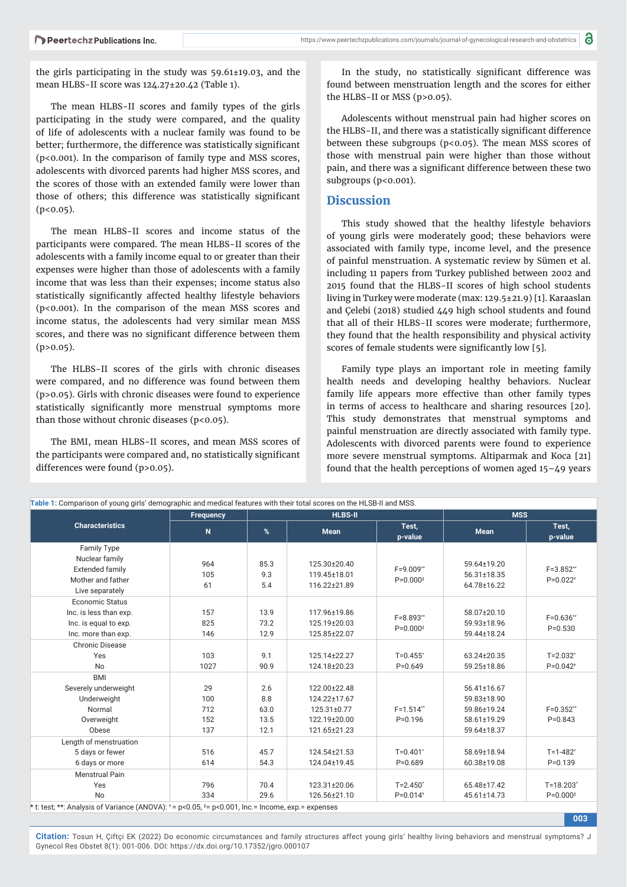the girls participating in the study was 59.61±19.03, and the mean HLBS-II score was 124.27±20.42 (Table 1).

The mean HLBS-II scores and family types of the girls participating in the study were compared, and the quality of life of adolescents with a nuclear family was found to be better; furthermore, the difference was statistically significant ($p<0.001$). In the comparison of family type and MSS scores, adolescents with divorced parents had higher MSS scores, and the scores of those with an extended family were lower than those of others; this difference was statistically significant ($p<0.05$).

The mean HLBS-II scores and income status of the participants were compared. The mean HLBS-II scores of the adolescents with a family income equal to or greater than their expenses were higher than those of adolescents with a family income that was less than their expenses; income status also statistically significantly affected healthy lifestyle behaviors ($p<0.001$). In the comparison of the mean MSS scores and income status, the adolescents had very similar mean MSS scores, and there was no significant difference between them ($p>0.05$).

The HLBS-II scores of the girls with chronic diseases were compared, and no difference was found between them ($p>0.05$). Girls with chronic diseases were found to experience statistically significantly more menstrual symptoms more than those without chronic diseases ($p<0.05$).

The BMI, mean HLBS-II scores, and mean MSS scores of the participants were compared and, no statistically significant differences were found ($p>0.05$).

In the study, no statistically significant difference was found between menstruation length and the scores for either the HLBS-II or MSS ($p>0.05$).

Adolescents without menstrual pain had higher scores on the HLBS-II, and there was a statistically significant difference between these subgroups ($p<0.05$). The mean MSS scores of those with menstrual pain were higher than those without pain, and there was a significant difference between these two subgroups ($p<0.001$).

## Discussion

This study showed that the healthy lifestyle behaviors of young girls were moderately good; these behaviors were associated with family type, income level, and the presence of painful menstruation. A systematic review by Sümen et al. including 11 papers from Turkey published between 2002 and 2015 found that the HLBS-II scores of high school students living in Turkey were moderate (max: 129.5±21.9) [1]. Karaaslan and Çelebi (2018) studied 449 high school students and found that all of their HLBS-II scores were moderate; furthermore, they found that the health responsibility and physical activity scores of female students were significantly low [5].

Family type plays an important role in meeting family health needs and developing healthy behaviors. Nuclear family life appears more effective than other family types in terms of access to healthcare and sharing resources [20]. This study demonstrates that menstrual symptoms and painful menstruation are directly associated with family type. Adolescents with divorced parents were found to experience more severe menstrual symptoms. Altiparmak and Koca [21] found that the health perceptions of women aged 15–49 years

**Table 1:** Comparison of young girls' demographic and medical features with their total scores on the HLSB-II and MSS.

| Characteristics | Frequency | HLBS-II | | | MSS | |
|---|---|---|---|---|---|---|
| | N | % | Mean | Test, p-value | Mean | Test, p-value |
| **Family Type** | | | | | | |
| Nuclear family | 964 | 85.3 | 125.30±20.40 | F=9.009** P=0.000‡ | 59.64±19.20 | F=3.852** P=0.022† |
| Extended family | 105 | 9.3 | 119.45±18.01 | | 56.31±18.35 | |
| Mother and father Live separately | 61 | 5.4 | 116.22±21.89 | | 64.78±16.22 | |
| **Economic Status** | | | | | | |
| Inc. is less than exp. | 157 | 13.9 | 117.96±19.86 | F=8.893** P=0.000‡ | 58.07±20.10 | F=0.636** P=0.530 |
| Inc. is equal to exp. | 825 | 73.2 | 125.19±20.03 | | 59.93±18.96 | |
| Inc. more than exp. | 146 | 12.9 | 125.85±22.07 | | 59.44±18.24 | |
| **Chronic Disease** | | | | | | |
| Yes | 103 | 9.1 | 125.14±22.27 | T=0.455* P=0.649 | 63.24±20.35 | T=2.032* P=0.042† |
| No | 1027 | 90.9 | 124.18±20.23 | | 59.25±18.86 | |
| **BMI** | | | | | | |
| Severely underweight | 29 | 2.6 | 122.00±22.48 | F=1.514** P=0.196 | 56.41±16.67 | F=0.352** P=0.843 |
| Underweight | 100 | 8.8 | 124.22±17.67 | | 59.83±18.90 | |
| Normal | 712 | 63.0 | 125.31±0.77 | | 59.86±19.24 | |
| Overweight | 152 | 13.5 | 122.19±20.00 | | 58.61±19.29 | |
| Obese | 137 | 12.1 | 121.65±21.23 | | 59.64±18.37 | |
| **Length of menstruation** | | | | | | |
| 5 days or fewer | 516 | 45.7 | 124.54±21.53 | T=0.401* P=0.689 | 58.69±18.94 | T=1-482* P=0.139 |
| 6 days or more | 614 | 54.3 | 124.04±19.45 | | 60.38±19.08 | |
| **Menstrual Pain** | | | | | | |
| Yes | 796 | 70.4 | 123.31±20.06 | T=2.450* P=0.014† | 65.48±17.42 | T=18.203* P=0.000‡ |
| No | 334 | 29.6 | 126.56±21.10 | | 45.61±14.73 | |

\* t: test; **: Analysis of Variance (ANOVA): † = $p<0.05$, ‡= $p<0.001$, Inc.= Income, exp.= expenses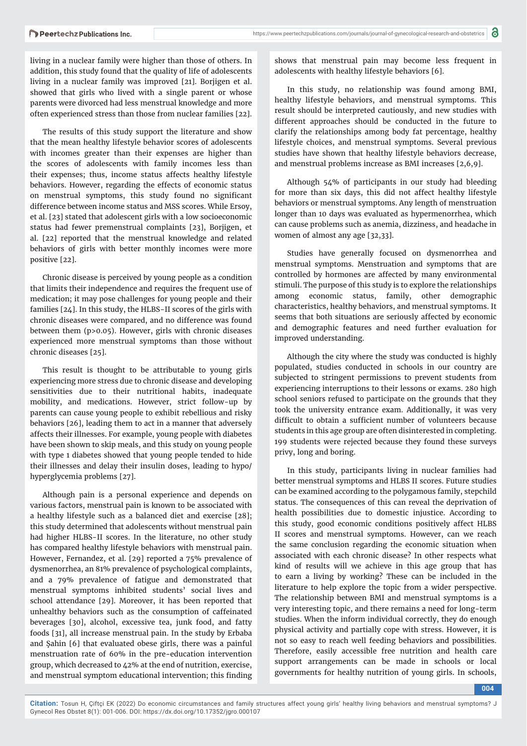living in a nuclear family were higher than those of others. In addition, this study found that the quality of life of adolescents living in a nuclear family was improved [21]. Borjigen et al. showed that girls who lived with a single parent or whose parents were divorced had less menstrual knowledge and more often experienced stress than those from nuclear families [22].

The results of this study support the literature and show that the mean healthy lifestyle behavior scores of adolescents with incomes greater than their expenses are higher than the scores of adolescents with family incomes less than their expenses; thus, income status affects healthy lifestyle behaviors. However, regarding the effects of economic status on menstrual symptoms, this study found no significant difference between income status and MSS scores. While Ersoy, et al. [23] stated that adolescent girls with a low socioeconomic status had fewer premenstrual complaints [23], Borjigen, et al. [22] reported that the menstrual knowledge and related behaviors of girls with better monthly incomes were more positive [22].

Chronic disease is perceived by young people as a condition that limits their independence and requires the frequent use of medication; it may pose challenges for young people and their families [24]. In this study, the HLBS-II scores of the girls with chronic diseases were compared, and no difference was found between them ($p>0.05$). However, girls with chronic diseases experienced more menstrual symptoms than those without chronic diseases [25].

This result is thought to be attributable to young girls experiencing more stress due to chronic disease and developing sensitivities due to their nutritional habits, inadequate mobility, and medications. However, strict follow-up by parents can cause young people to exhibit rebellious and risky behaviors [26], leading them to act in a manner that adversely affects their illnesses. For example, young people with diabetes have been shown to skip meals, and this study on young people with type 1 diabetes showed that young people tended to hide their illnesses and delay their insulin doses, leading to hypo/hyperglycemia problems [27].

Although pain is a personal experience and depends on various factors, menstrual pain is known to be associated with a healthy lifestyle such as a balanced diet and exercise [28]; this study determined that adolescents without menstrual pain had higher HLBS-II scores. In the literature, no other study has compared healthy lifestyle behaviors with menstrual pain. However, Fernandez, et al. [29] reported a 75% prevalence of dysmenorrhea, an 81% prevalence of psychological complaints, and a 79% prevalence of fatigue and demonstrated that menstrual symptoms inhibited students' social lives and school attendance [29]. Moreover, it has been reported that unhealthy behaviors such as the consumption of caffeinated beverages [30], alcohol, excessive tea, junk food, and fatty foods [31], all increase menstrual pain. In the study by Erbaba and Şahin [6] that evaluated obese girls, there was a painful menstruation rate of 60% in the pre-education intervention group, which decreased to 42% at the end of nutrition, exercise, and menstrual symptom educational intervention; this finding shows that menstrual pain may become less frequent in adolescents with healthy lifestyle behaviors [6].

In this study, no relationship was found among BMI, healthy lifestyle behaviors, and menstrual symptoms. This result should be interpreted cautiously, and new studies with different approaches should be conducted in the future to clarify the relationships among body fat percentage, healthy lifestyle choices, and menstrual symptoms. Several previous studies have shown that healthy lifestyle behaviors decrease, and menstrual problems increase as BMI increases [2,6,9].

Although 54% of participants in our study had bleeding for more than six days, this did not affect healthy lifestyle behaviors or menstrual symptoms. Any length of menstruation longer than 10 days was evaluated as hypermenorrhea, which can cause problems such as anemia, dizziness, and headache in women of almost any age [32,33].

Studies have generally focused on dysmenorrhea and menstrual symptoms. Menstruation and symptoms that are controlled by hormones are affected by many environmental stimuli. The purpose of this study is to explore the relationships among economic status, family, other demographic characteristics, healthy behaviors, and menstrual symptoms. It seems that both situations are seriously affected by economic and demographic features and need further evaluation for improved understanding.

Although the city where the study was conducted is highly populated, studies conducted in schools in our country are subjected to stringent permissions to prevent students from experiencing interruptions to their lessons or exams. 280 high school seniors refused to participate on the grounds that they took the university entrance exam. Additionally, it was very difficult to obtain a sufficient number of volunteers because students in this age group are often disinterested in completing. 199 students were rejected because they found these surveys privy, long and boring.

In this study, participants living in nuclear families had better menstrual symptoms and HLBS II scores. Future studies can be examined according to the polygamous family, stepchild status. The consequences of this can reveal the deprivation of health possibilities due to domestic injustice. According to this study, good economic conditions positively affect HLBS II scores and menstrual symptoms. However, can we reach the same conclusion regarding the economic situation when associated with each chronic disease? In other respects what kind of results will we achieve in this age group that has to earn a living by working? These can be included in the literature to help explore the topic from a wider perspective. The relationship between BMI and menstrual symptoms is a very interesting topic, and there remains a need for long-term studies. When the inform individual correctly, they do enough physical activity and partially cope with stress. However, it is not so easy to reach well feeding behaviors and possibilities. Therefore, easily accessible free nutrition and health care support arrangements can be made in schools or local governments for healthy nutrition of young girls. In schools,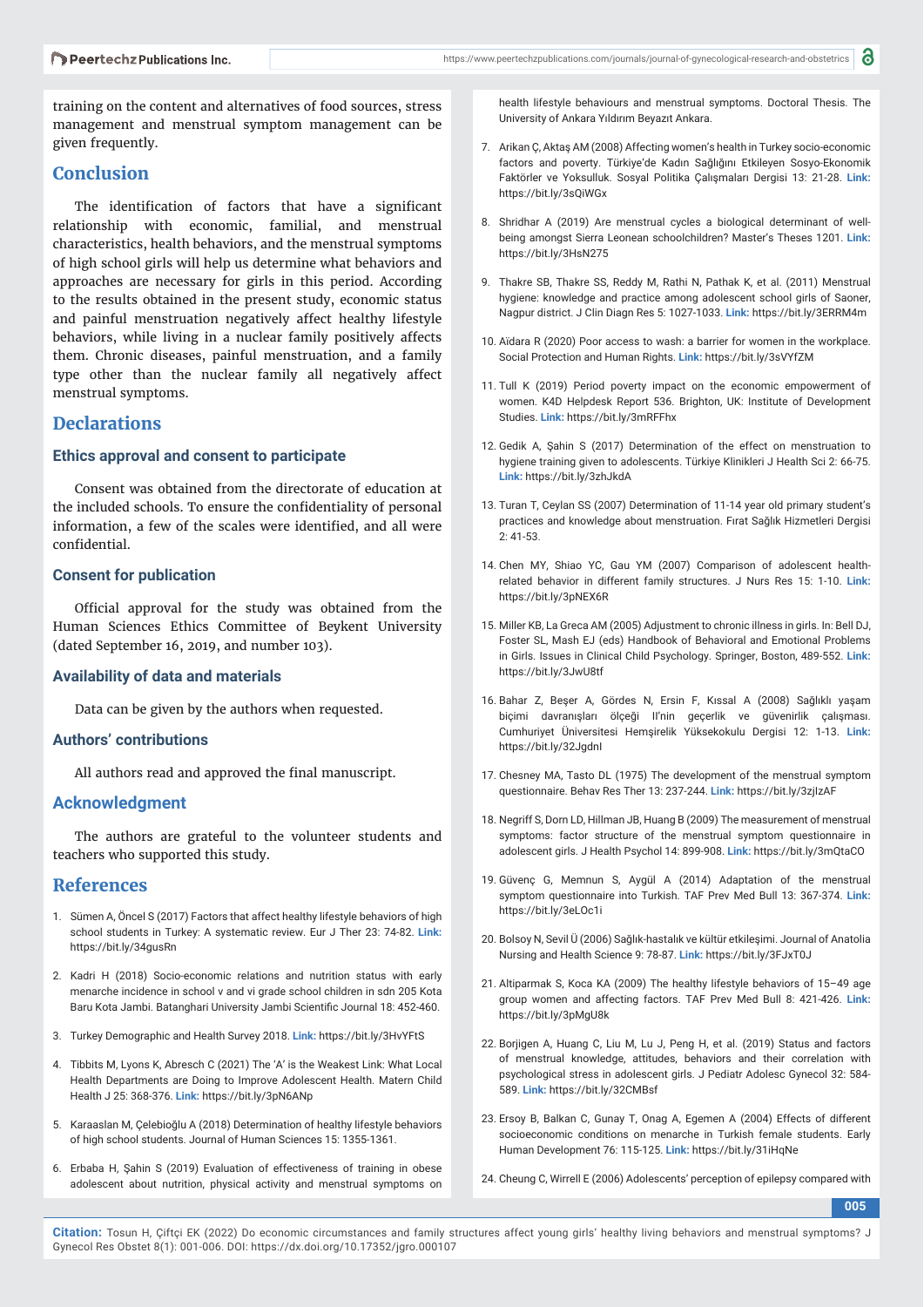training on the content and alternatives of food sources, stress management and menstrual symptom management can be given frequently.

## Conclusion

The identification of factors that have a significant relationship with economic, familial, and menstrual characteristics, health behaviors, and the menstrual symptoms of high school girls will help us determine what behaviors and approaches are necessary for girls in this period. According to the results obtained in the present study, economic status and painful menstruation negatively affect healthy lifestyle behaviors, while living in a nuclear family positively affects them. Chronic diseases, painful menstruation, and a family type other than the nuclear family all negatively affect menstrual symptoms.

## Declarations

### Ethics approval and consent to participate

Consent was obtained from the directorate of education at the included schools. To ensure the confidentiality of personal information, a few of the scales were identified, and all were confidential.

### Consent for publication

Official approval for the study was obtained from the Human Sciences Ethics Committee of Beykent University (dated September 16, 2019, and number 103).

### Availability of data and materials

Data can be given by the authors when requested.

### Authors' contributions

All authors read and approved the final manuscript.

## Acknowledgment

The authors are grateful to the volunteer students and teachers who supported this study.

## References

1. Sümen A, Öncel S (2017) Factors that affect healthy lifestyle behaviors of high school students in Turkey: A systematic review. Eur J Ther 23: 74-82. **Link:** https://bit.ly/34gusRn
2. Kadri H (2018) Socio-economic relations and nutrition status with early menarche incidence in school v and vi grade school children in sdn 205 Kota Baru Kota Jambi. Batanghari University Jambi Scientific Journal 18: 452-460.
3. Turkey Demographic and Health Survey 2018. **Link:** https://bit.ly/3HvYFtS
4. Tibbits M, Lyons K, Abresch C (2021) The 'A' is the Weakest Link: What Local Health Departments are Doing to Improve Adolescent Health. Matern Child Health J 25: 368-376. **Link:** https://bit.ly/3pN6ANp
5. Karaaslan M, Çelebioğlu A (2018) Determination of healthy lifestyle behaviors of high school students. Journal of Human Sciences 15: 1355-1361.
6. Erbaba H, Şahin S (2019) Evaluation of effectiveness of training in obese adolescent about nutrition, physical activity and menstrual symptoms on health lifestyle behaviours and menstrual symptoms. Doctoral Thesis. The University of Ankara Yıldırım Beyazıt Ankara.
7. Arikan Ç, Aktaş AM (2008) Affecting women's health in Turkey socio-economic factors and poverty. Türkiye'de Kadın Sağlığını Etkileyen Sosyo-Ekonomik Faktörler ve Yoksulluk. Sosyal Politika Çalışmaları Dergisi 13: 21-28. **Link:** https://bit.ly/3sQiWGx
8. Shridhar A (2019) Are menstrual cycles a biological determinant of well-being amongst Sierra Leonean schoolchildren? Master's Theses 1201. **Link:** https://bit.ly/3HsN275
9. Thakre SB, Thakre SS, Reddy M, Rathi N, Pathak K, et al. (2011) Menstrual hygiene: knowledge and practice among adolescent school girls of Saoner, Nagpur district. J Clin Diagn Res 5: 1027-1033. **Link:** https://bit.ly/3ERRM4m
10. Aïdara R (2020) Poor access to wash: a barrier for women in the workplace. Social Protection and Human Rights. **Link:** https://bit.ly/3sVYfZM
11. Tull K (2019) Period poverty impact on the economic empowerment of women. K4D Helpdesk Report 536. Brighton, UK: Institute of Development Studies. **Link:** https://bit.ly/3mRFFhx
12. Gedik A, Şahin S (2017) Determination of the effect on menstruation to hygiene training given to adolescents. Türkiye Klinikleri J Health Sci 2: 66-75. **Link:** https://bit.ly/3zhJkdA
13. Turan T, Ceylan SS (2007) Determination of 11-14 year old primary student's practices and knowledge about menstruation. Fırat Sağlık Hizmetleri Dergisi 2: 41-53.
14. Chen MY, Shiao YC, Gau YM (2007) Comparison of adolescent health-related behavior in different family structures. J Nurs Res 15: 1-10. **Link:** https://bit.ly/3pNEX6R
15. Miller KB, La Greca AM (2005) Adjustment to chronic illness in girls. In: Bell DJ, Foster SL, Mash EJ (eds) Handbook of Behavioral and Emotional Problems in Girls. Issues in Clinical Child Psychology. Springer, Boston, 489-552. **Link:** https://bit.ly/3JwU8tf
16. Bahar Z, Beşer A, Gördes N, Ersin F, Kıssal A (2008) Sağlıklı yaşam biçimi davranışları ölçeği II'nin geçerlik ve güvenirlik çalışması. Cumhuriyet Üniversitesi Hemşirelik Yüksekokulu Dergisi 12: 1-13. **Link:** https://bit.ly/32Jgdnl
17. Chesney MA, Tasto DL (1975) The development of the menstrual symptom questionnaire. Behav Res Ther 13: 237-244. **Link:** https://bit.ly/3zjlzAF
18. Negriff S, Dorn LD, Hillman JB, Huang B (2009) The measurement of menstrual symptoms: factor structure of the menstrual symptom questionnaire in adolescent girls. J Health Psychol 14: 899-908. **Link:** https://bit.ly/3mQtaCO
19. Güvenç G, Memnun S, Aygül A (2014) Adaptation of the menstrual symptom questionnaire into Turkish. TAF Prev Med Bull 13: 367-374. **Link:** https://bit.ly/3eLOc1i
20. Bolsoy N, Sevil Ü (2006) Sağlık-hastalık ve kültür etkileşimi. Journal of Anatolia Nursing and Health Science 9: 78-87. **Link:** https://bit.ly/3FJxT0J
21. Altiparmak S, Koca KA (2009) The healthy lifestyle behaviors of 15–49 age group women and affecting factors. TAF Prev Med Bull 8: 421-426. **Link:** https://bit.ly/3pMgU8k
22. Borjigen A, Huang C, Liu M, Lu J, Peng H, et al. (2019) Status and factors of menstrual knowledge, attitudes, behaviors and their correlation with psychological stress in adolescent girls. J Pediatr Adolesc Gynecol 32: 584-589. **Link:** https://bit.ly/32CMBsf
23. Ersoy B, Balkan C, Gunay T, Onag A, Egemen A (2004) Effects of different socioeconomic conditions on menarche in Turkish female students. Early Human Development 76: 115-125. **Link:** https://bit.ly/31iHqNe
24. Cheung C, Wirrell E (2006) Adolescents' perception of epilepsy compared with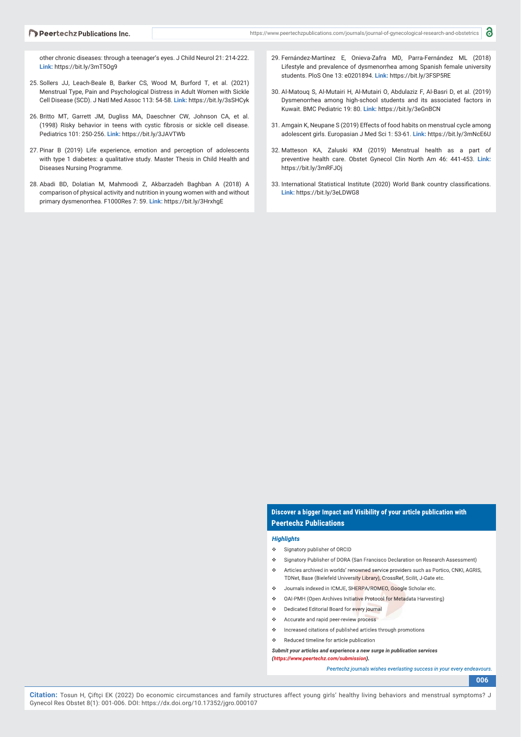other chronic diseases: through a teenager's eyes. J Child Neurol 21: 214-222. **Link:** https://bit.ly/3mT5Og9

25. Sollers JJ, Leach-Beale B, Barker CS, Wood M, Burford T, et al. (2021) Menstrual Type, Pain and Psychological Distress in Adult Women with Sickle Cell Disease (SCD). J Natl Med Assoc 113: 54-58. **Link:** https://bit.ly/3sSHCyk

26. Britto MT, Garrett JM, Dugliss MA, Daeschner CW, Johnson CA, et al. (1998) Risky behavior in teens with cystic fibrosis or sickle cell disease. Pediatrics 101: 250-256. **Link:** https://bit.ly/3JAVTWb

27. Pinar B (2019) Life experience, emotion and perception of adolescents with type 1 diabetes: a qualitative study. Master Thesis in Child Health and Diseases Nursing Programme.

28. Abadi BD, Dolatian M, Mahmoodi Z, Akbarzadeh Baghban A (2018) A comparison of physical activity and nutrition in young women with and without primary dysmenorrhea. F1000Res 7: 59. **Link:** https://bit.ly/3HrxhgE

29. Fernández-Martínez E, Onieva-Zafra MD, Parra-Fernández ML (2018) Lifestyle and prevalence of dysmenorrhea among Spanish female university students. PloS One 13: e0201894. **Link:** https://bit.ly/3FSP5RE

30. Al-Matouq S, Al-Mutairi H, Al-Mutairi O, Abdulaziz F, Al-Basri D, et al. (2019) Dysmenorrhea among high-school students and its associated factors in Kuwait. BMC Pediatric 19: 80. **Link:** https://bit.ly/3eGnBCN

31. Amgain K, Neupane S (2019) Effects of food habits on menstrual cycle among adolescent girls. Europasian J Med Sci 1: 53-61. **Link:** https://bit.ly/3mNcE6U

32. Matteson KA, Zaluski KM (2019) Menstrual health as a part of preventive health care. Obstet Gynecol Clin North Am 46: 441-453. **Link:** https://bit.ly/3mRFJOj

33. International Statistical Institute (2020) World Bank country classifications. **Link:** https://bit.ly/3eLDWG8

**Discover a bigger Impact and Visibility of your article publication with Peertechz Publications**

***Highlights***

- Signatory publisher of ORCID
- Signatory Publisher of DORA (San Francisco Declaration on Research Assessment)
- Articles archived in worlds' renowned service providers such as Portico, CNKI, AGRIS, TDNet, Base (Bielefeld University Library), CrossRef, Scilit, J-Gate etc.
- Journals indexed in ICMJE, SHERPA/ROMEO, Google Scholar etc.
- OAI-PMH (Open Archives Initiative Protocol for Metadata Harvesting)
- Dedicated Editorial Board for every journal
- Accurate and rapid peer-review process
- Increased citations of published articles through promotions
- Reduced timeline for article publication

***Submit your articles and experience a new surge in publication services (https://www.peertechz.com/submission).***

*Peertechz journals wishes everlasting success in your every endeavours.*

**Citation:** Tosun H, Çiftçi EK (2022) Do economic circumstances and family structures affect young girls' healthy living behaviors and menstrual symptoms? J Gynecol Res Obstet 8(1): 001-006. DOI: https://dx.doi.org/10.17352/jgro.000107